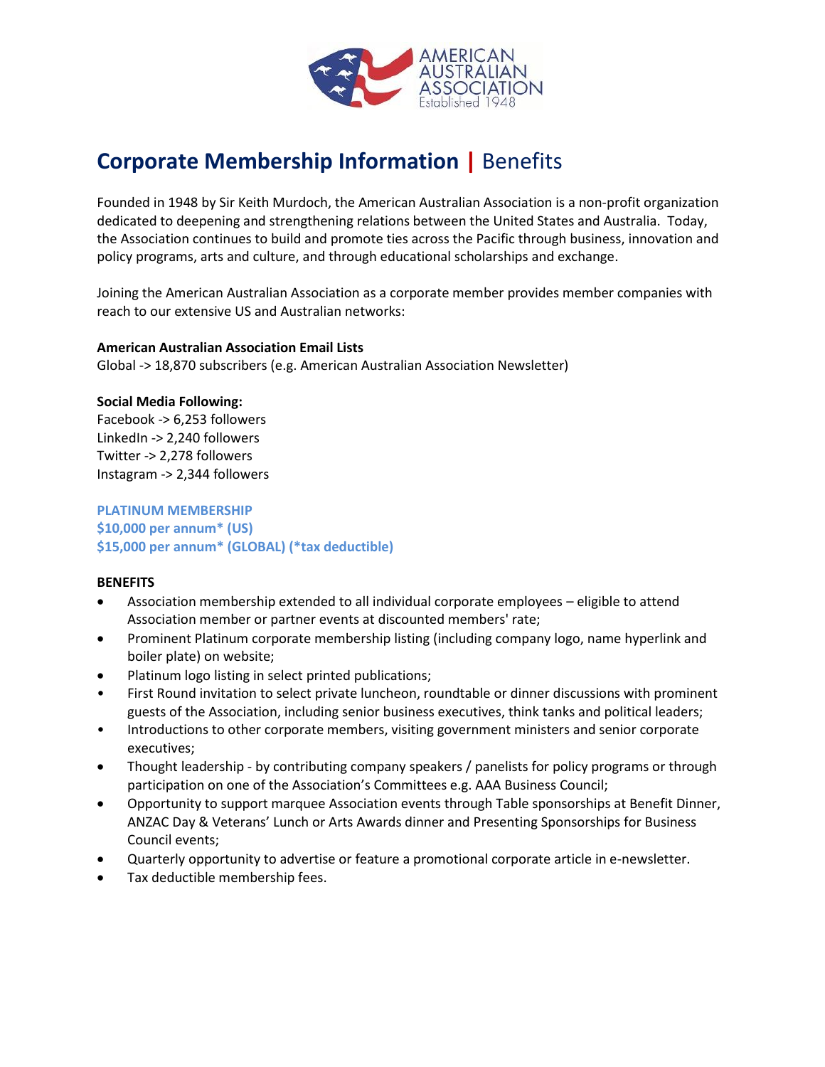AMERICAN AUSTRALIAN ASSOCIATION
Established 1948

# Corporate Membership Information | Benefits

Founded in 1948 by Sir Keith Murdoch, the American Australian Association is a non-profit organization dedicated to deepening and strengthening relations between the United States and Australia. Today, the Association continues to build and promote ties across the Pacific through business, innovation and policy programs, arts and culture, and through educational scholarships and exchange.

Joining the American Australian Association as a corporate member provides member companies with reach to our extensive US and Australian networks:

**American Australian Association Email Lists**
Global -> 18,870 subscribers (e.g. American Australian Association Newsletter)

**Social Media Following:**
Facebook -> 6,253 followers
LinkedIn -> 2,240 followers
Twitter -> 2,278 followers
Instagram -> 2,344 followers

**PLATINUM MEMBERSHIP**
**$10,000 per annum* (US)**
**$15,000 per annum* (GLOBAL) (*tax deductible)**

**BENEFITS**

- Association membership extended to all individual corporate employees – eligible to attend Association member or partner events at discounted members' rate;
- Prominent Platinum corporate membership listing (including company logo, name hyperlink and boiler plate) on website;
- Platinum logo listing in select printed publications;
- First Round invitation to select private luncheon, roundtable or dinner discussions with prominent guests of the Association, including senior business executives, think tanks and political leaders;
- Introductions to other corporate members, visiting government ministers and senior corporate executives;
- Thought leadership - by contributing company speakers / panelists for policy programs or through participation on one of the Association's Committees e.g. AAA Business Council;
- Opportunity to support marquee Association events through Table sponsorships at Benefit Dinner, ANZAC Day & Veterans' Lunch or Arts Awards dinner and Presenting Sponsorships for Business Council events;
- Quarterly opportunity to advertise or feature a promotional corporate article in e-newsletter.
- Tax deductible membership fees.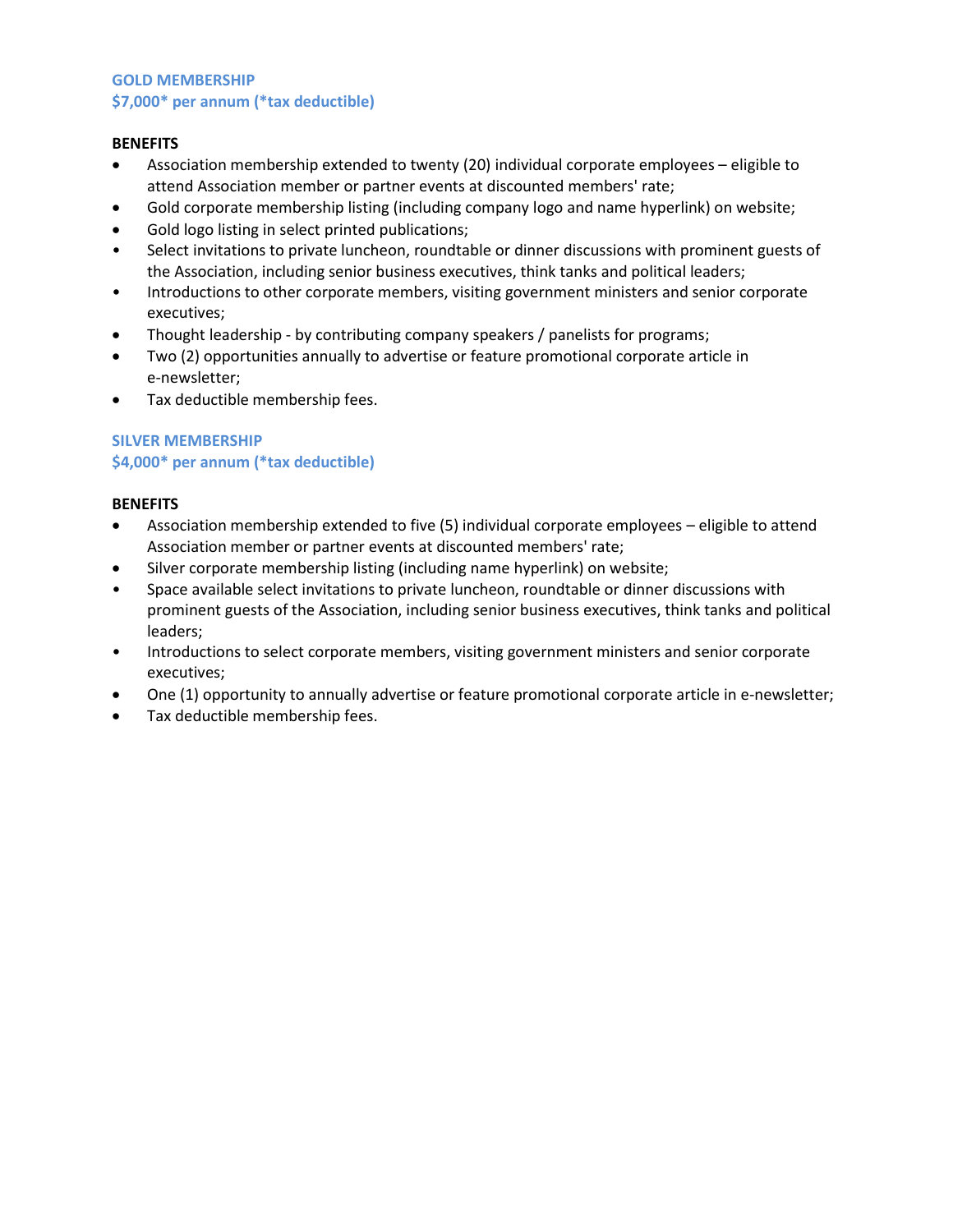### GOLD MEMBERSHIP
**$7,000* per annum (*tax deductible)**

**BENEFITS**

- Association membership extended to twenty (20) individual corporate employees – eligible to attend Association member or partner events at discounted members' rate;
- Gold corporate membership listing (including company logo and name hyperlink) on website;
- Gold logo listing in select printed publications;
- Select invitations to private luncheon, roundtable or dinner discussions with prominent guests of the Association, including senior business executives, think tanks and political leaders;
- Introductions to other corporate members, visiting government ministers and senior corporate executives;
- Thought leadership - by contributing company speakers / panelists for programs;
- Two (2) opportunities annually to advertise or feature promotional corporate article in e-newsletter;
- Tax deductible membership fees.

### SILVER MEMBERSHIP
**$4,000* per annum (*tax deductible)**

**BENEFITS**

- Association membership extended to five (5) individual corporate employees – eligible to attend Association member or partner events at discounted members' rate;
- Silver corporate membership listing (including name hyperlink) on website;
- Space available select invitations to private luncheon, roundtable or dinner discussions with prominent guests of the Association, including senior business executives, think tanks and political leaders;
- Introductions to select corporate members, visiting government ministers and senior corporate executives;
- One (1) opportunity to annually advertise or feature promotional corporate article in e-newsletter;
- Tax deductible membership fees.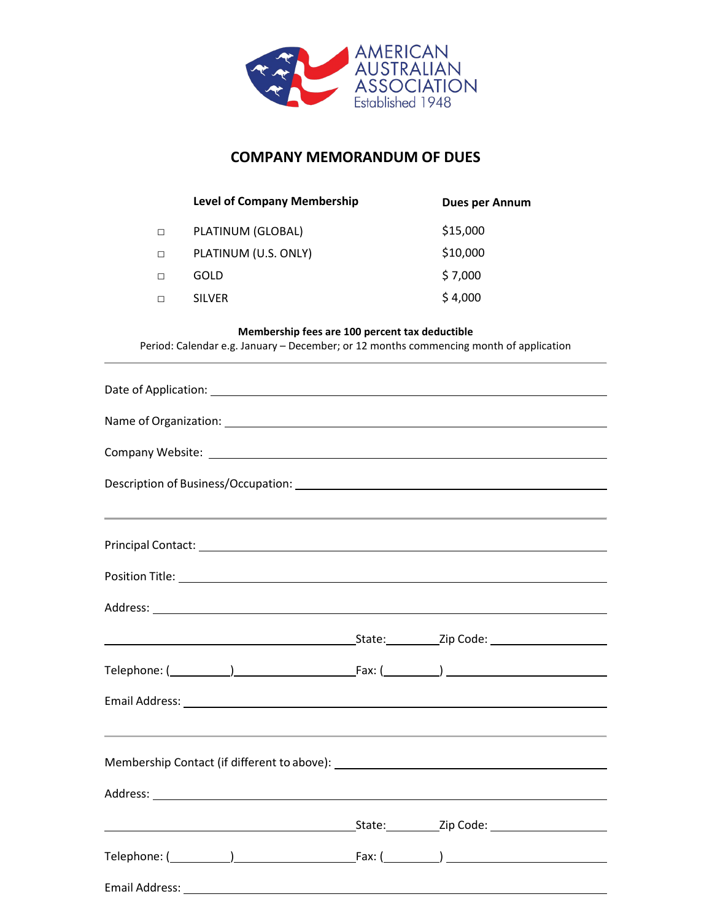AMERICAN AUSTRALIAN ASSOCIATION
Established 1948

## COMPANY MEMORANDUM OF DUES

| | Level of Company Membership | Dues per Annum |
|---|---|---|
| □ | PLATINUM (GLOBAL) | $15,000 |
| □ | PLATINUM (U.S. ONLY) | $10,000 |
| □ | GOLD | $ 7,000 |
| □ | SILVER | $ 4,000 |

**Membership fees are 100 percent tax deductible**

Period: Calendar e.g. January – December; or 12 months commencing month of application

---

Date of Application: ______________________________

Name of Organization: ______________________________

Company Website: ______________________________

Description of Business/Occupation: ______________________________

---

Principal Contact: ______________________________

Position Title: ______________________________

Address: ______________________________

______________________________ State: ________ Zip Code: ______________

Telephone: (________) ______________ Fax: (________) ______________

Email Address: ______________________________

---

Membership Contact (if different to above): ______________________________

Address: ______________________________

______________________________ State: ________ Zip Code: ______________

Telephone: (________) ______________ Fax: (________) ______________

Email Address: ______________________________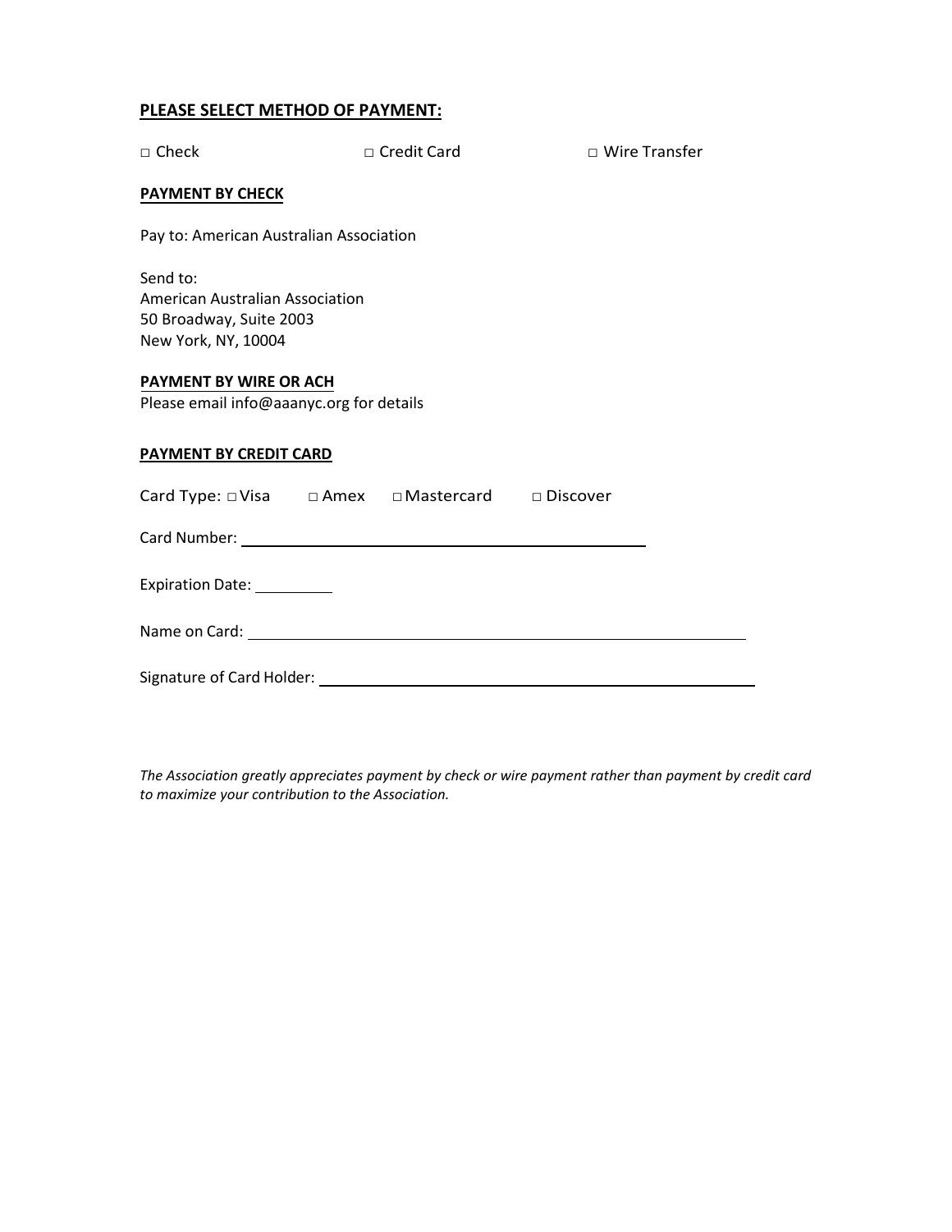**PLEASE SELECT METHOD OF PAYMENT:**

□ Check □ Credit Card □ Wire Transfer

**PAYMENT BY CHECK**

Pay to: American Australian Association

Send to:
American Australian Association
50 Broadway, Suite 2003
New York, NY, 10004

**PAYMENT BY WIRE OR ACH**
Please email info@aaanyc.org for details

**PAYMENT BY CREDIT CARD**

Card Type: □ Visa □ Amex □ Mastercard □ Discover

Card Number: ______________________________

Expiration Date: __________

Name on Card: ______________________________

Signature of Card Holder: ______________________________

*The Association greatly appreciates payment by check or wire payment rather than payment by credit card to maximize your contribution to the Association.*